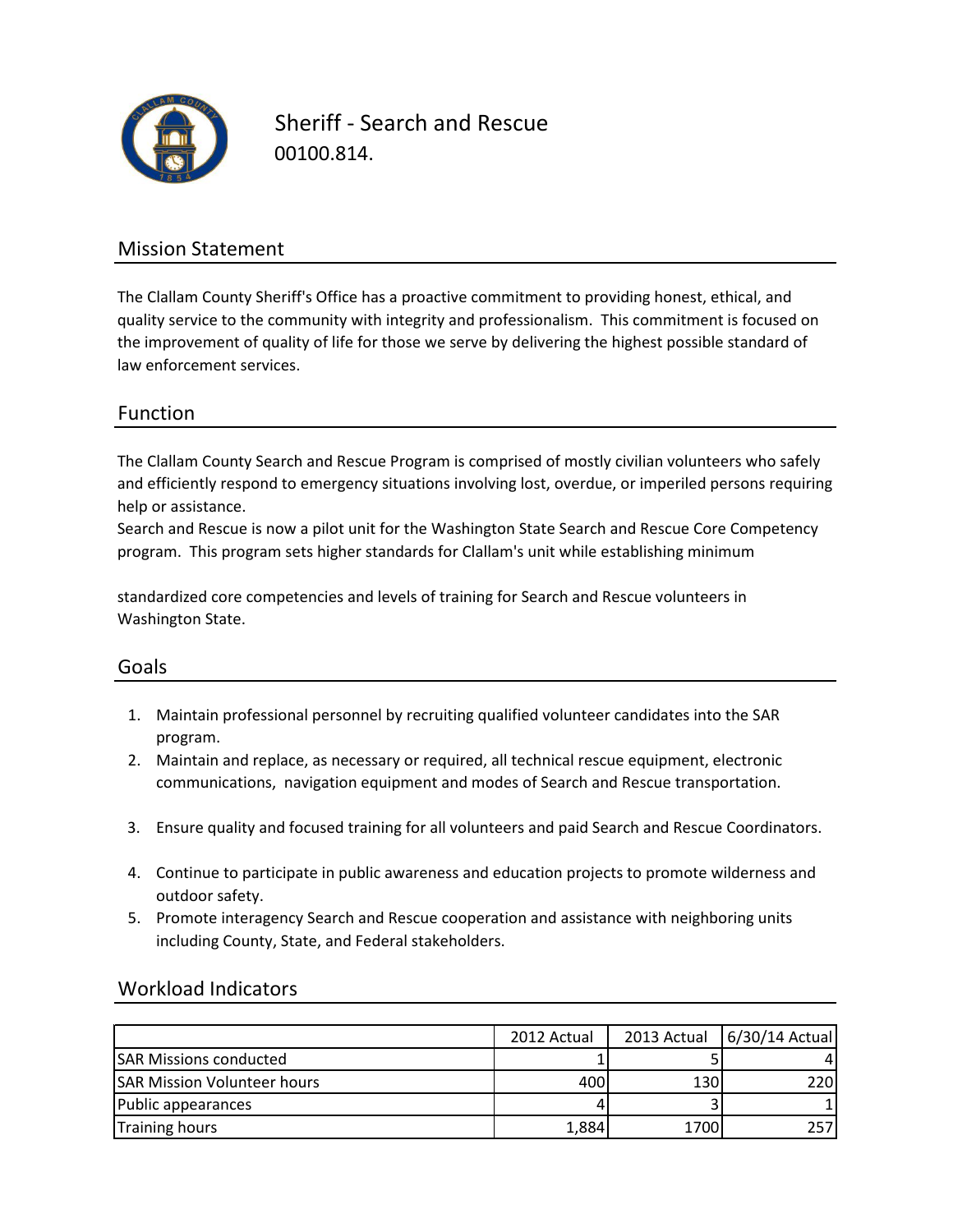# Sheriff - Search and Rescue

00100.814.

## Mission Statement

The Clallam County Sheriff's Office has a proactive commitment to providing honest, ethical, and quality service to the community with integrity and professionalism. This commitment is focused on the improvement of quality of life for those we serve by delivering the highest possible standard of law enforcement services.

## Function

The Clallam County Search and Rescue Program is comprised of mostly civilian volunteers who safely and efficiently respond to emergency situations involving lost, overdue, or imperiled persons requiring help or assistance.
Search and Rescue is now a pilot unit for the Washington State Search and Rescue Core Competency program. This program sets higher standards for Clallam's unit while establishing minimum standardized core competencies and levels of training for Search and Rescue volunteers in Washington State.

## Goals

1. Maintain professional personnel by recruiting qualified volunteer candidates into the SAR program.
2. Maintain and replace, as necessary or required, all technical rescue equipment, electronic communications, navigation equipment and modes of Search and Rescue transportation.
3. Ensure quality and focused training for all volunteers and paid Search and Rescue Coordinators.
4. Continue to participate in public awareness and education projects to promote wilderness and outdoor safety.
5. Promote interagency Search and Rescue cooperation and assistance with neighboring units including County, State, and Federal stakeholders.

## Workload Indicators

| | 2012 Actual | 2013 Actual | 6/30/14 Actual |
|---|---|---|---|
| SAR Missions conducted | 1 | 5 | 4 |
| SAR Mission Volunteer hours | 400 | 130 | 220 |
| Public appearances | 4 | 3 | 1 |
| Training hours | 1,884 | 1700 | 257 |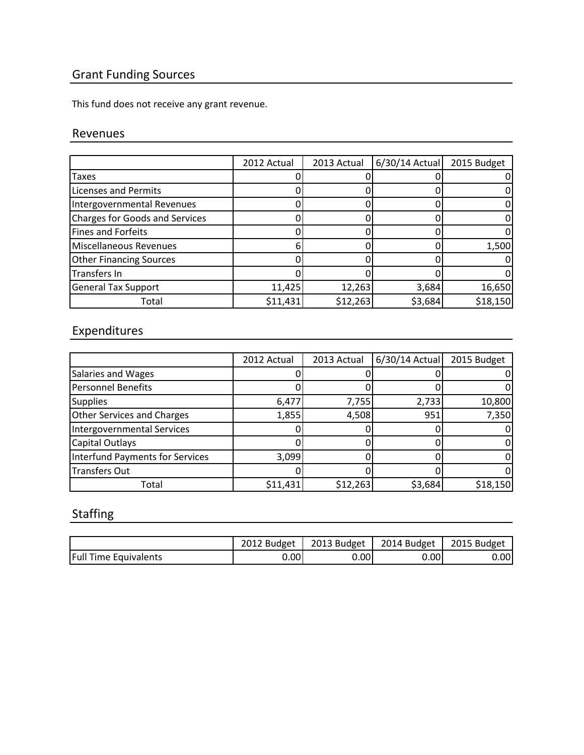## Grant Funding Sources

This fund does not receive any grant revenue.

## Revenues

| | 2012 Actual | 2013 Actual | 6/30/14 Actual | 2015 Budget |
|---|---|---|---|---|
| Taxes | 0 | 0 | 0 | 0 |
| Licenses and Permits | 0 | 0 | 0 | 0 |
| Intergovernmental Revenues | 0 | 0 | 0 | 0 |
| Charges for Goods and Services | 0 | 0 | 0 | 0 |
| Fines and Forfeits | 0 | 0 | 0 | 0 |
| Miscellaneous Revenues | 6 | 0 | 0 | 1,500 |
| Other Financing Sources | 0 | 0 | 0 | 0 |
| Transfers In | 0 | 0 | 0 | 0 |
| General Tax Support | 11,425 | 12,263 | 3,684 | 16,650 |
| Total | $11,431 | $12,263 | $3,684 | $18,150 |

## Expenditures

| | 2012 Actual | 2013 Actual | 6/30/14 Actual | 2015 Budget |
|---|---|---|---|---|
| Salaries and Wages | 0 | 0 | 0 | 0 |
| Personnel Benefits | 0 | 0 | 0 | 0 |
| Supplies | 6,477 | 7,755 | 2,733 | 10,800 |
| Other Services and Charges | 1,855 | 4,508 | 951 | 7,350 |
| Intergovernmental Services | 0 | 0 | 0 | 0 |
| Capital Outlays | 0 | 0 | 0 | 0 |
| Interfund Payments for Services | 3,099 | 0 | 0 | 0 |
| Transfers Out | 0 | 0 | 0 | 0 |
| Total | $11,431 | $12,263 | $3,684 | $18,150 |

## Staffing

| | 2012 Budget | 2013 Budget | 2014 Budget | 2015 Budget |
|---|---|---|---|---|
| Full Time Equivalents | 0.00 | 0.00 | 0.00 | 0.00 |